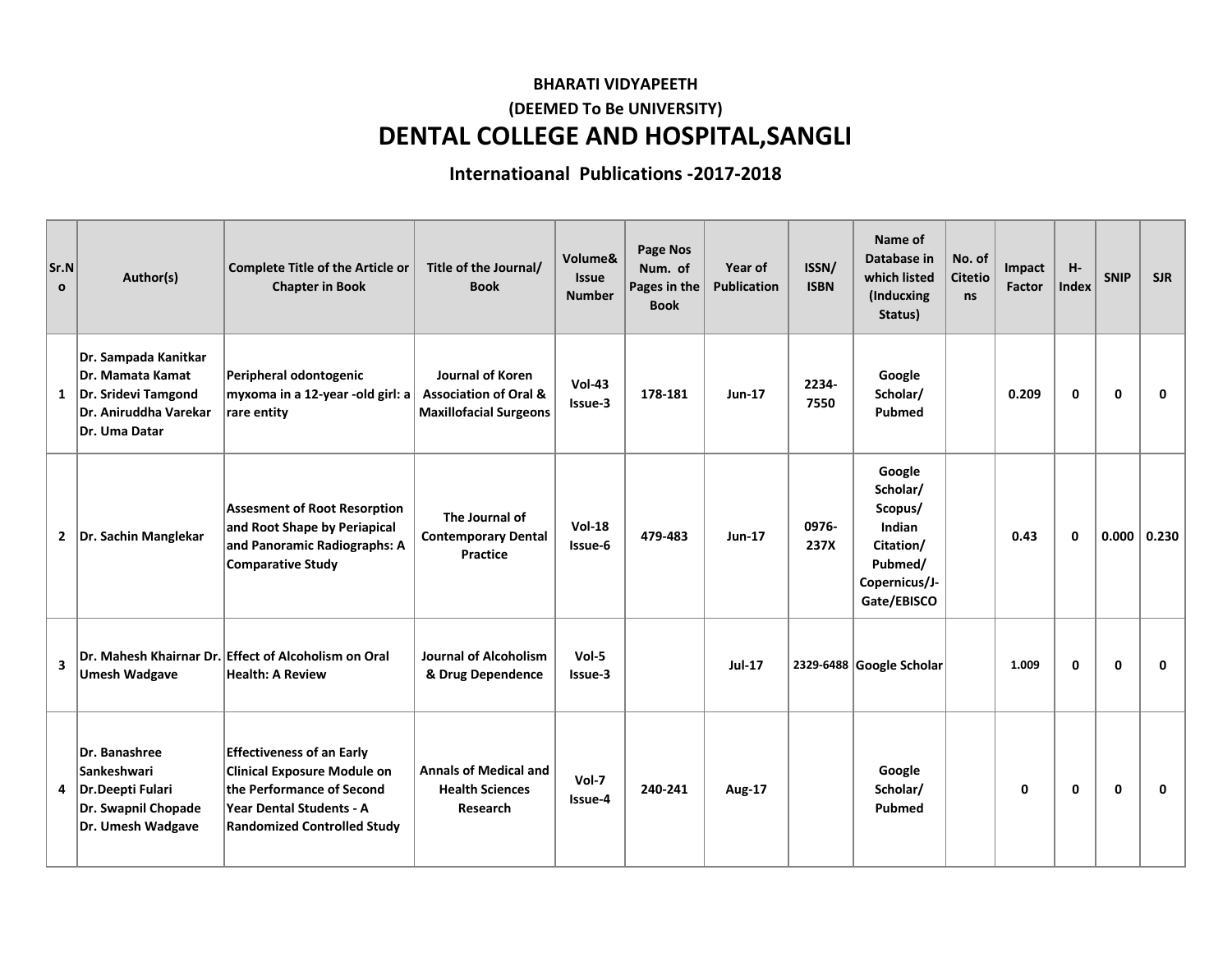**BHARATI VIDYAPEETH**

**(DEEMED To Be UNIVERSITY)**

# DENTAL COLLEGE AND HOSPITAL,SANGLI

## Internatioanal Publications -2017-2018

| Sr.No | Author(s) | Complete Title of the Article or Chapter in Book | Title of the Journal/ Book | Volume& Issue Number | Page Nos Num. of Pages in the Book | Year of Publication | ISSN/ ISBN | Name of Database in which listed (Inducxing Status) | No. of Citetions | Impact Factor | H-Index | SNIP | SJR |
|---|---|---|---|---|---|---|---|---|---|---|---|---|---|
| 1 | Dr. Sampada Kanitkar Dr. Mamata Kamat Dr. Sridevi Tamgond Dr. Aniruddha Varekar Dr. Uma Datar | Peripheral odontogenic myxoma in a 12-year -old girl: a rare entity | Journal of Koren Association of Oral & Maxillofacial Surgeons | Vol-43 Issue-3 | 178-181 | Jun-17 | 2234-7550 | Google Scholar/ Pubmed | | 0.209 | 0 | 0 | 0 |
| 2 | Dr. Sachin Manglekar | Assesment of Root Resorption and Root Shape by Periapical and Panoramic Radiographs: A Comparative Study | The Journal of Contemporary Dental Practice | Vol-18 Issue-6 | 479-483 | Jun-17 | 0976-237X | Google Scholar/ Scopus/ Indian Citation/ Pubmed/ Copernicus/J-Gate/EBISCO | | 0.43 | 0 | 0.000 | 0.230 |
| 3 | Dr. Mahesh Khairnar Dr. Umesh Wadgave | Effect of Alcoholism on Oral Health: A Review | Journal of Alcoholism & Drug Dependence | Vol-5 Issue-3 | | Jul-17 | 2329-6488 | Google Scholar | | 1.009 | 0 | 0 | 0 |
| 4 | Dr. Banashree Sankeshwari Dr.Deepti Fulari Dr. Swapnil Chopade Dr. Umesh Wadgave | Effectiveness of an Early Clinical Exposure Module on the Performance of Second Year Dental Students - A Randomized Controlled Study | Annals of Medical and Health Sciences Research | Vol-7 Issue-4 | 240-241 | Aug-17 | | Google Scholar/ Pubmed | | 0 | 0 | 0 | 0 |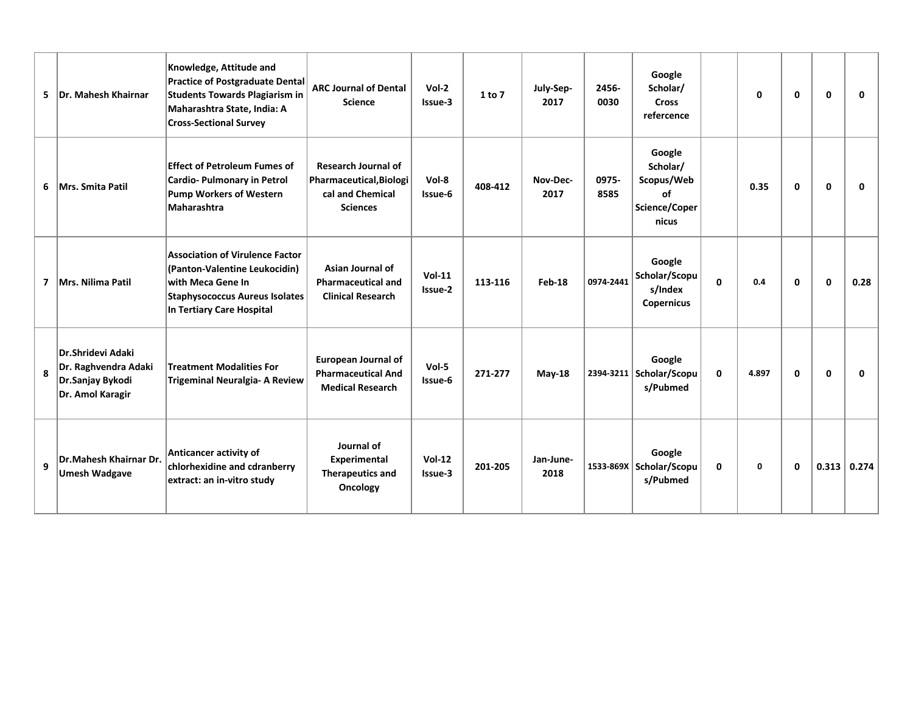| | | | | | | | | | | | | | | |
|---|---|---|---|---|---|---|---|---|---|---|---|---|---|---|
| **5** | **Dr. Mahesh Khairnar** | **Knowledge, Attitude and Practice of Postgraduate Dental Students Towards Plagiarism in Maharashtra State, India: A Cross-Sectional Survey** | **ARC Journal of Dental Science** | **Vol-2 Issue-3** | **1 to 7** | **July-Sep-2017** | **2456-0030** | **Google Scholar/ Cross refercence** | | **0** | **0** | **0** | **0** |
| **6** | **Mrs. Smita Patil** | **Effect of Petroleum Fumes of Cardio- Pulmonary in Petrol Pump Workers of Western Maharashtra** | **Research Journal of Pharmaceutical,Biological and Chemical Sciences** | **Vol-8 Issue-6** | **408-412** | **Nov-Dec-2017** | **0975-8585** | **Google Scholar/ Scopus/Web of Science/Copernicus** | | **0.35** | **0** | **0** | **0** |
| **7** | **Mrs. Nilima Patil** | **Association of Virulence Factor (Panton-Valentine Leukocidin) with Meca Gene In Staphysococcus Aureus Isolates In Tertiary Care Hospital** | **Asian Journal of Pharmaceutical and Clinical Research** | **Vol-11 Issue-2** | **113-116** | **Feb-18** | **0974-2441** | **Google Scholar/Scopus/Index Copernicus** | **0** | **0.4** | **0** | **0** | **0.28** |
| **8** | **Dr.Shridevi Adaki Dr. Raghvendra Adaki Dr.Sanjay Bykodi Dr. Amol Karagir** | **Treatment Modalities For Trigeminal Neuralgia- A Review** | **European Journal of Pharmaceutical And Medical Research** | **Vol-5 Issue-6** | **271-277** | **May-18** | **2394-3211** | **Google Scholar/Scopus/Pubmed** | **0** | **4.897** | **0** | **0** | **0** |
| **9** | **Dr.Mahesh Khairnar Dr. Umesh Wadgave** | **Anticancer activity of chlorhexidine and cdranberry extract: an in-vitro study** | **Journal of Experimental Therapeutics and Oncology** | **Vol-12 Issue-3** | **201-205** | **Jan-June-2018** | **1533-869X** | **Google Scholar/Scopus/Pubmed** | **0** | **0** | **0** | **0.313** | **0.274** |